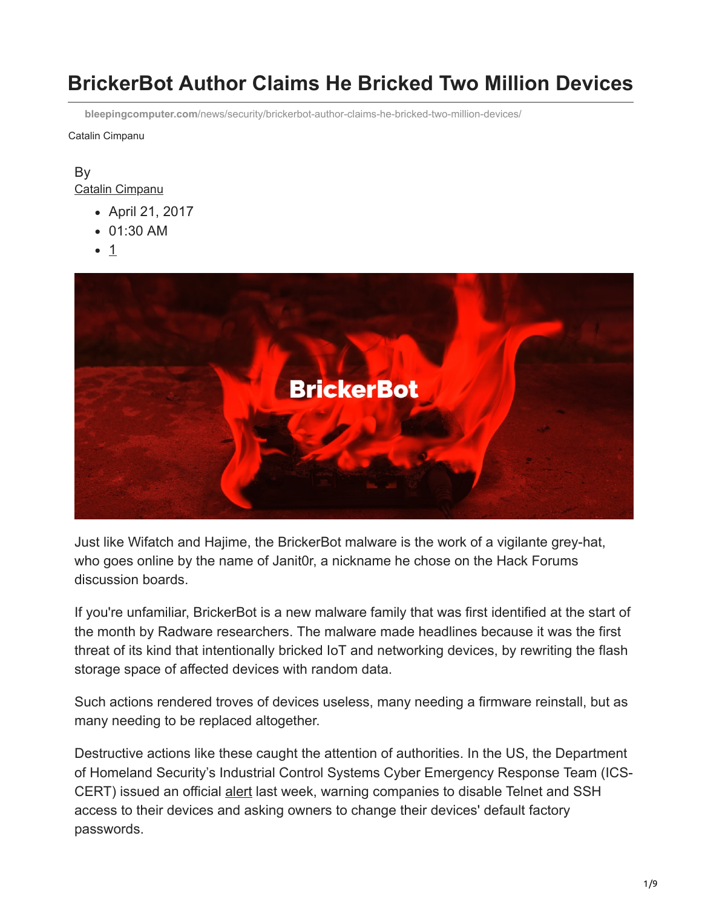# BrickerBot Author Claims He Bricked Two Million Devices

bleepingcomputer.com/news/security/brickerbot-author-claims-he-bricked-two-million-devices/

Catalin Cimpanu

By
Catalin Cimpanu

- April 21, 2017
- 01:30 AM
- 1

Just like Wifatch and Hajime, the BrickerBot malware is the work of a vigilante grey-hat, who goes online by the name of Janit0r, a nickname he chose on the Hack Forums discussion boards.

If you're unfamiliar, BrickerBot is a new malware family that was first identified at the start of the month by Radware researchers. The malware made headlines because it was the first threat of its kind that intentionally bricked IoT and networking devices, by rewriting the flash storage space of affected devices with random data.

Such actions rendered troves of devices useless, many needing a firmware reinstall, but as many needing to be replaced altogether.

Destructive actions like these caught the attention of authorities. In the US, the Department of Homeland Security's Industrial Control Systems Cyber Emergency Response Team (ICS-CERT) issued an official alert last week, warning companies to disable Telnet and SSH access to their devices and asking owners to change their devices' default factory passwords.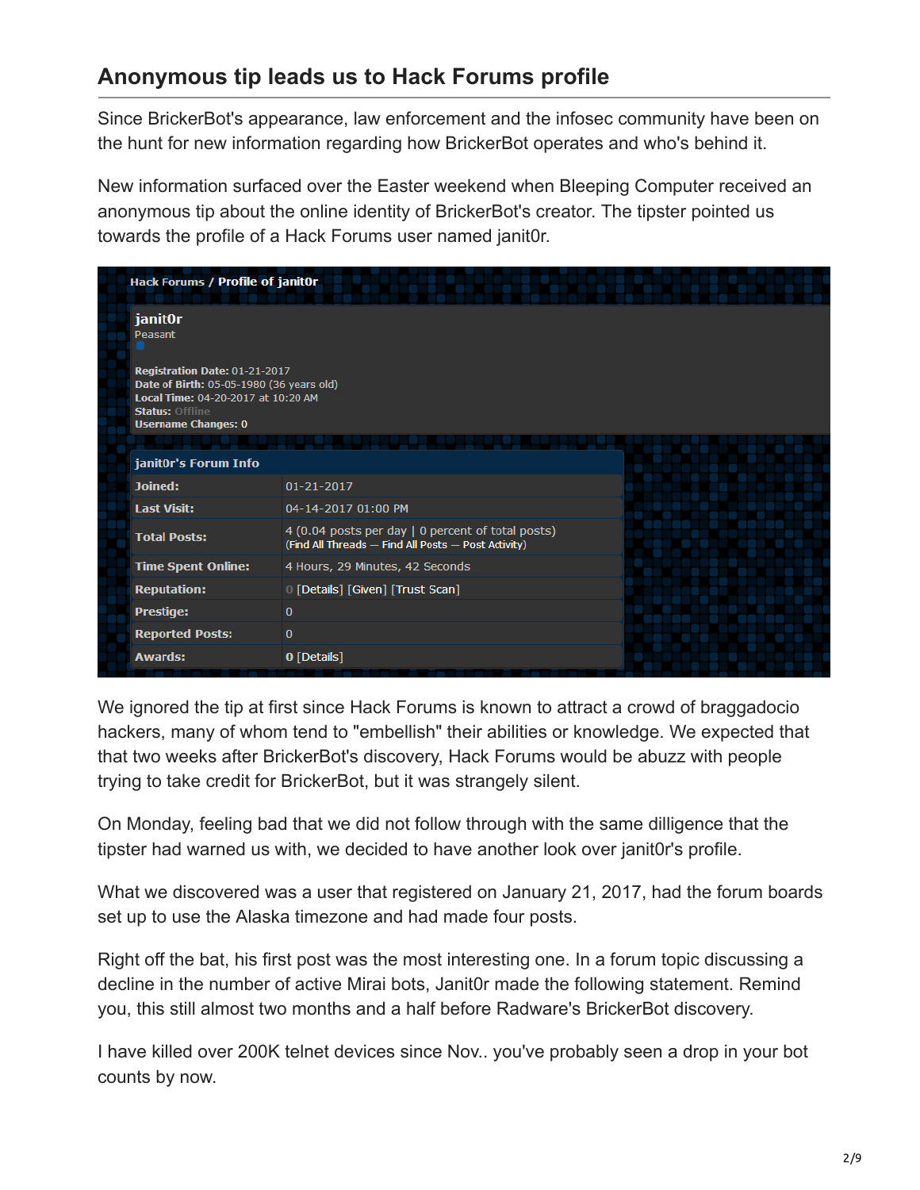## Anonymous tip leads us to Hack Forums profile

Since BrickerBot's appearance, law enforcement and the infosec community have been on the hunt for new information regarding how BrickerBot operates and who's behind it.

New information surfaced over the Easter weekend when Bleeping Computer received an anonymous tip about the online identity of BrickerBot's creator. The tipster pointed us towards the profile of a Hack Forums user named janit0r.

Hack Forums / Profile of janit0r

**janit0r**
Peasant

**Registration Date:** 01-21-2017
**Date of Birth:** 05-05-1980 (36 years old)
**Local Time:** 04-20-2017 at 10:20 AM
**Status:** Offline
**Username Changes:** 0

| janit0r's Forum Info | |
|---|---|
| **Joined:** | 01-21-2017 |
| **Last Visit:** | 04-14-2017 01:00 PM |
| **Total Posts:** | 4 (0.04 posts per day \| 0 percent of total posts) (Find All Threads — Find All Posts — Post Activity) |
| **Time Spent Online:** | 4 Hours, 29 Minutes, 42 Seconds |
| **Reputation:** | 0 [Details] [Given] [Trust Scan] |
| **Prestige:** | 0 |
| **Reported Posts:** | 0 |
| **Awards:** | 0 [Details] |

We ignored the tip at first since Hack Forums is known to attract a crowd of braggadocio hackers, many of whom tend to "embellish" their abilities or knowledge. We expected that that two weeks after BrickerBot's discovery, Hack Forums would be abuzz with people trying to take credit for BrickerBot, but it was strangely silent.

On Monday, feeling bad that we did not follow through with the same dilligence that the tipster had warned us with, we decided to have another look over janit0r's profile.

What we discovered was a user that registered on January 21, 2017, had the forum boards set up to use the Alaska timezone and had made four posts.

Right off the bat, his first post was the most interesting one. In a forum topic discussing a decline in the number of active Mirai bots, Janit0r made the following statement. Remind you, this still almost two months and a half before Radware's BrickerBot discovery.

I have killed over 200K telnet devices since Nov.. you've probably seen a drop in your bot counts by now.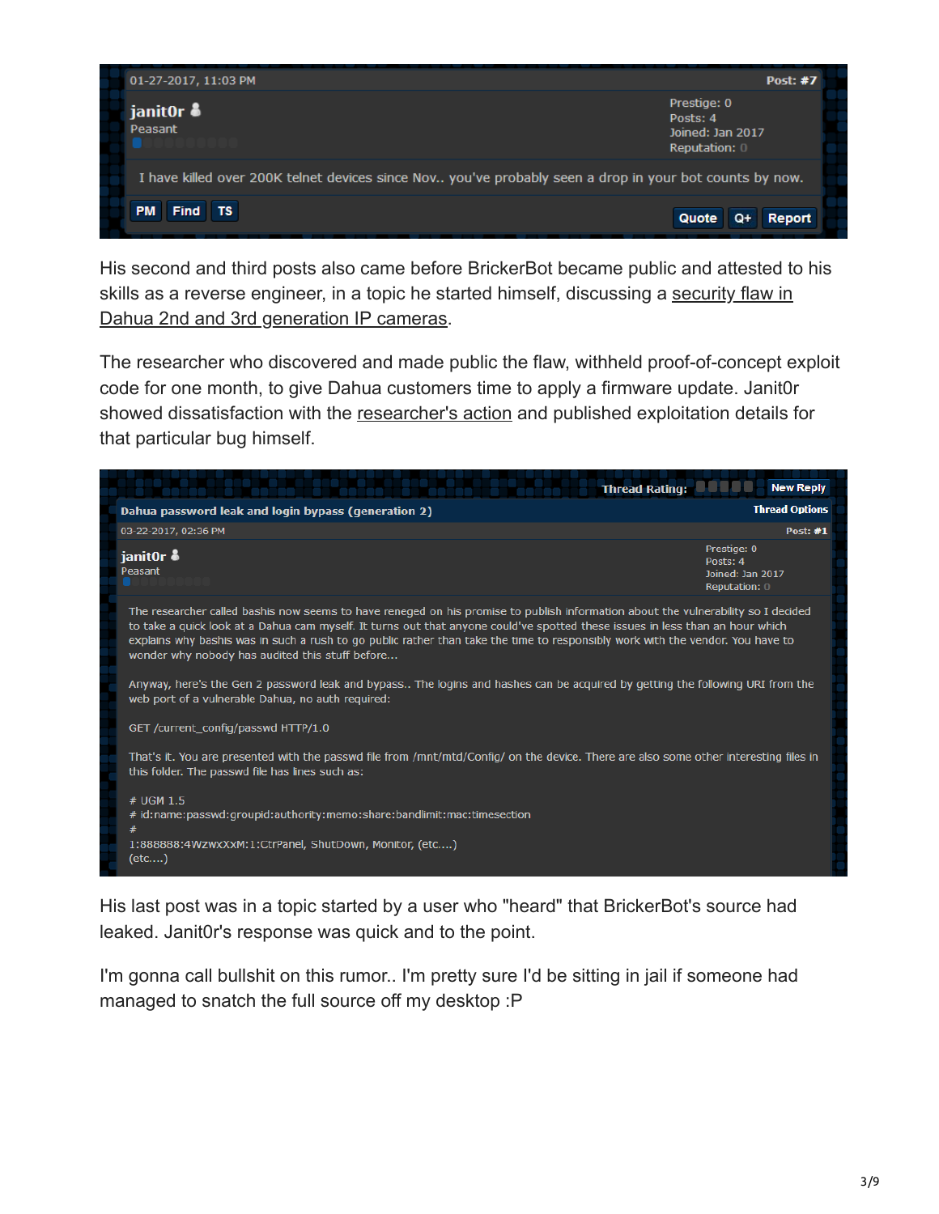01-27-2017, 11:03 PM

Post: #7

janit0r

Peasant

Prestige: 0
Posts: 4
Joined: Jan 2017
Reputation: 0

I have killed over 200K telnet devices since Nov.. you've probably seen a drop in your bot counts by now.

PM Find TS Quote Q+ Report

His second and third posts also came before BrickerBot became public and attested to his skills as a reverse engineer, in a topic he started himself, discussing a security flaw in Dahua 2nd and 3rd generation IP cameras.

The researcher who discovered and made public the flaw, withheld proof-of-concept exploit code for one month, to give Dahua customers time to apply a firmware update. Janit0r showed dissatisfaction with the researcher's action and published exploitation details for that particular bug himself.

Thread Rating: New Reply

Dahua password leak and login bypass (generation 2)

Thread Options

03-22-2017, 02:36 PM

Post: #1

janit0r

Peasant

Prestige: 0
Posts: 4
Joined: Jan 2017
Reputation: 0

The researcher called bashis now seems to have reneged on his promise to publish information about the vulnerability so I decided to take a quick look at a Dahua cam myself. It turns out that anyone could've spotted these issues in less than an hour which explains why bashis was in such a rush to go public rather than take the time to responsibly work with the vendor. You have to wonder why nobody has audited this stuff before...

Anyway, here's the Gen 2 password leak and bypass.. The logins and hashes can be acquired by getting the following URI from the web port of a vulnerable Dahua, no auth required:

```
GET /current_config/passwd HTTP/1.0
```

That's it. You are presented with the passwd file from /mnt/mtd/Config/ on the device. There are also some other interesting files in this folder. The passwd file has lines such as:

```
# UGM 1.5
# id:name:passwd:groupid:authority:memo:share:bandlimit:mac:timesection
#
1:888888:4WzwxXXM:1:CtrPanel, ShutDown, Monitor, (etc....)
(etc....)
```

His last post was in a topic started by a user who "heard" that BrickerBot's source had leaked. Janit0r's response was quick and to the point.

I'm gonna call bullshit on this rumor.. I'm pretty sure I'd be sitting in jail if someone had managed to snatch the full source off my desktop :P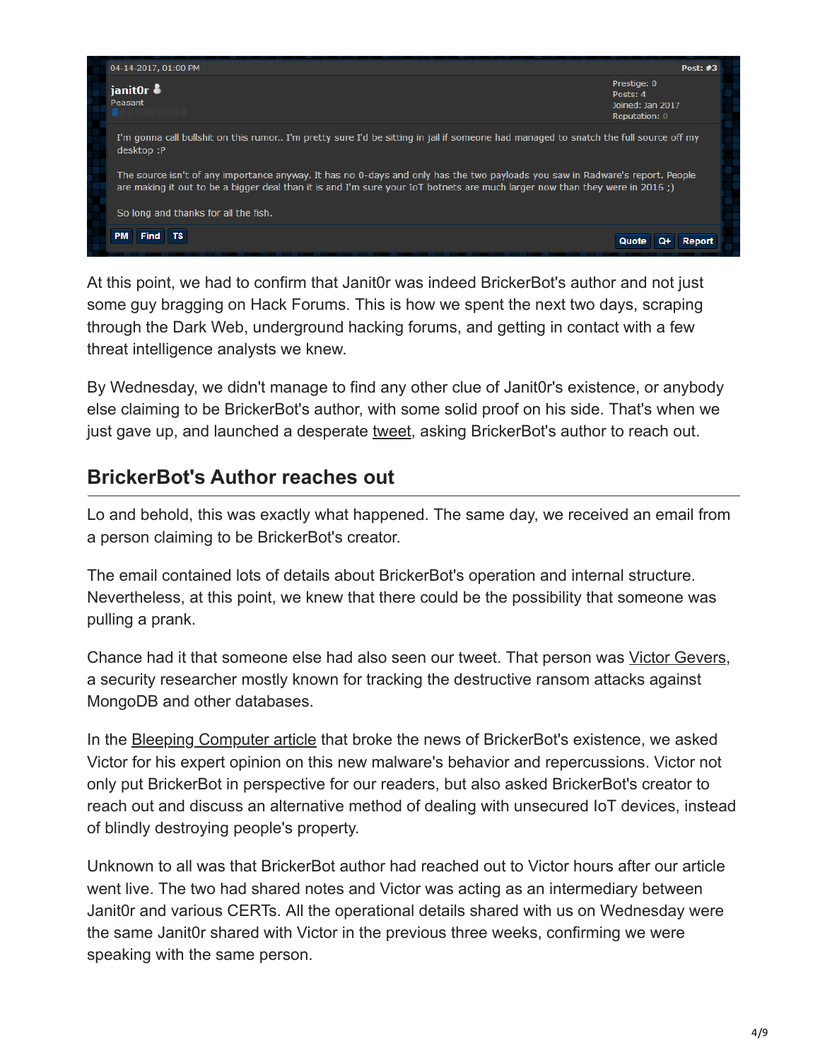04-14-2017, 01:00 PM Post: #3

janit0r
Peasant

Prestige: 0
Posts: 4
Joined: Jan 2017
Reputation: 0

I'm gonna call bullshit on this rumor.. I'm pretty sure I'd be sitting in jail if someone had managed to snatch the full source off my desktop :P

The source isn't of any importance anyway. It has no 0-days and only has the two payloads you saw in Radware's report. People are making it out to be a bigger deal than it is and I'm sure your IoT botnets are much larger now than they were in 2016 ;)

So long and thanks for all the fish.

PM Find TS Quote Q+ Report

At this point, we had to confirm that Janit0r was indeed BrickerBot's author and not just some guy bragging on Hack Forums. This is how we spent the next two days, scraping through the Dark Web, underground hacking forums, and getting in contact with a few threat intelligence analysts we knew.

By Wednesday, we didn't manage to find any other clue of Janit0r's existence, or anybody else claiming to be BrickerBot's author, with some solid proof on his side. That's when we just gave up, and launched a desperate tweet, asking BrickerBot's author to reach out.

## BrickerBot's Author reaches out

Lo and behold, this was exactly what happened. The same day, we received an email from a person claiming to be BrickerBot's creator.

The email contained lots of details about BrickerBot's operation and internal structure. Nevertheless, at this point, we knew that there could be the possibility that someone was pulling a prank.

Chance had it that someone else had also seen our tweet. That person was Victor Gevers, a security researcher mostly known for tracking the destructive ransom attacks against MongoDB and other databases.

In the Bleeping Computer article that broke the news of BrickerBot's existence, we asked Victor for his expert opinion on this new malware's behavior and repercussions. Victor not only put BrickerBot in perspective for our readers, but also asked BrickerBot's creator to reach out and discuss an alternative method of dealing with unsecured IoT devices, instead of blindly destroying people's property.

Unknown to all was that BrickerBot author had reached out to Victor hours after our article went live. The two had shared notes and Victor was acting as an intermediary between Janit0r and various CERTs. All the operational details shared with us on Wednesday were the same Janit0r shared with Victor in the previous three weeks, confirming we were speaking with the same person.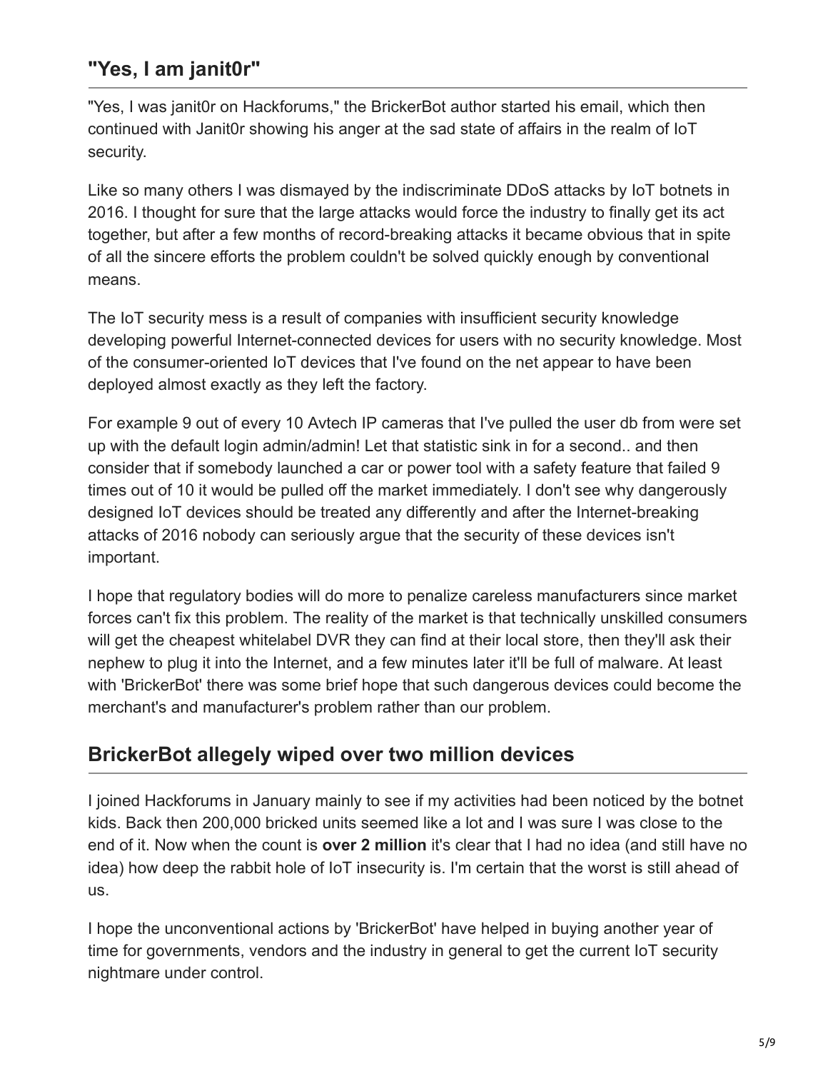## "Yes, I am janit0r"

"Yes, I was janit0r on Hackforums," the BrickerBot author started his email, which then continued with Janit0r showing his anger at the sad state of affairs in the realm of IoT security.

Like so many others I was dismayed by the indiscriminate DDoS attacks by IoT botnets in 2016. I thought for sure that the large attacks would force the industry to finally get its act together, but after a few months of record-breaking attacks it became obvious that in spite of all the sincere efforts the problem couldn't be solved quickly enough by conventional means.

The IoT security mess is a result of companies with insufficient security knowledge developing powerful Internet-connected devices for users with no security knowledge. Most of the consumer-oriented IoT devices that I've found on the net appear to have been deployed almost exactly as they left the factory.

For example 9 out of every 10 Avtech IP cameras that I've pulled the user db from were set up with the default login admin/admin! Let that statistic sink in for a second.. and then consider that if somebody launched a car or power tool with a safety feature that failed 9 times out of 10 it would be pulled off the market immediately. I don't see why dangerously designed IoT devices should be treated any differently and after the Internet-breaking attacks of 2016 nobody can seriously argue that the security of these devices isn't important.

I hope that regulatory bodies will do more to penalize careless manufacturers since market forces can't fix this problem. The reality of the market is that technically unskilled consumers will get the cheapest whitelabel DVR they can find at their local store, then they'll ask their nephew to plug it into the Internet, and a few minutes later it'll be full of malware. At least with 'BrickerBot' there was some brief hope that such dangerous devices could become the merchant's and manufacturer's problem rather than our problem.

## BrickerBot allegely wiped over two million devices

I joined Hackforums in January mainly to see if my activities had been noticed by the botnet kids. Back then 200,000 bricked units seemed like a lot and I was sure I was close to the end of it. Now when the count is **over 2 million** it's clear that I had no idea (and still have no idea) how deep the rabbit hole of IoT insecurity is. I'm certain that the worst is still ahead of us.

I hope the unconventional actions by 'BrickerBot' have helped in buying another year of time for governments, vendors and the industry in general to get the current IoT security nightmare under control.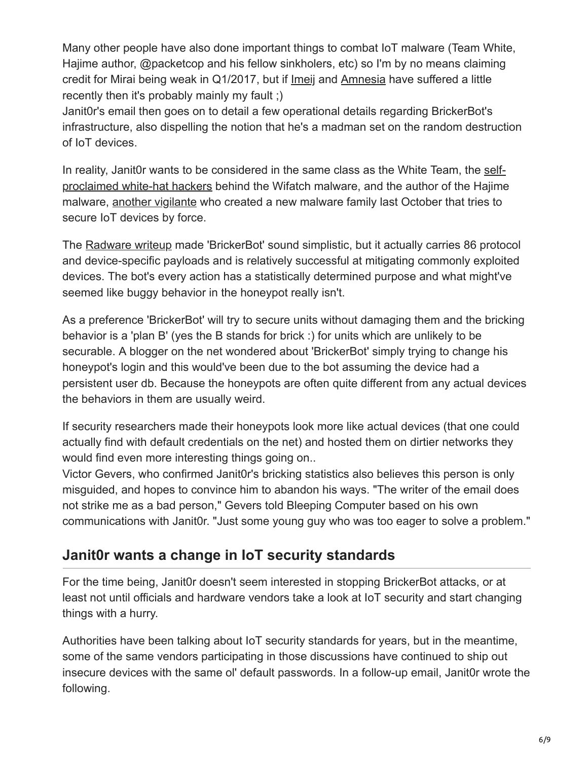Many other people have also done important things to combat IoT malware (Team White, Hajime author, @packetcop and his fellow sinkholers, etc) so I'm by no means claiming credit for Mirai being weak in Q1/2017, but if Imeij and Amnesia have suffered a little recently then it's probably mainly my fault ;)

Janit0r's email then goes on to detail a few operational details regarding BrickerBot's infrastructure, also dispelling the notion that he's a madman set on the random destruction of IoT devices.

In reality, Janit0r wants to be considered in the same class as the White Team, the self-proclaimed white-hat hackers behind the Wifatch malware, and the author of the Hajime malware, another vigilante who created a new malware family last October that tries to secure IoT devices by force.

The Radware writeup made 'BrickerBot' sound simplistic, but it actually carries 86 protocol and device-specific payloads and is relatively successful at mitigating commonly exploited devices. The bot's every action has a statistically determined purpose and what might've seemed like buggy behavior in the honeypot really isn't.

As a preference 'BrickerBot' will try to secure units without damaging them and the bricking behavior is a 'plan B' (yes the B stands for brick :) for units which are unlikely to be securable. A blogger on the net wondered about 'BrickerBot' simply trying to change his honeypot's login and this would've been due to the bot assuming the device had a persistent user db. Because the honeypots are often quite different from any actual devices the behaviors in them are usually weird.

If security researchers made their honeypots look more like actual devices (that one could actually find with default credentials on the net) and hosted them on dirtier networks they would find even more interesting things going on..

Victor Gevers, who confirmed Janit0r's bricking statistics also believes this person is only misguided, and hopes to convince him to abandon his ways. "The writer of the email does not strike me as a bad person," Gevers told Bleeping Computer based on his own communications with Janit0r. "Just some young guy who was too eager to solve a problem."

## Janit0r wants a change in IoT security standards

For the time being, Janit0r doesn't seem interested in stopping BrickerBot attacks, or at least not until officials and hardware vendors take a look at IoT security and start changing things with a hurry.

Authorities have been talking about IoT security standards for years, but in the meantime, some of the same vendors participating in those discussions have continued to ship out insecure devices with the same ol' default passwords. In a follow-up email, Janit0r wrote the following.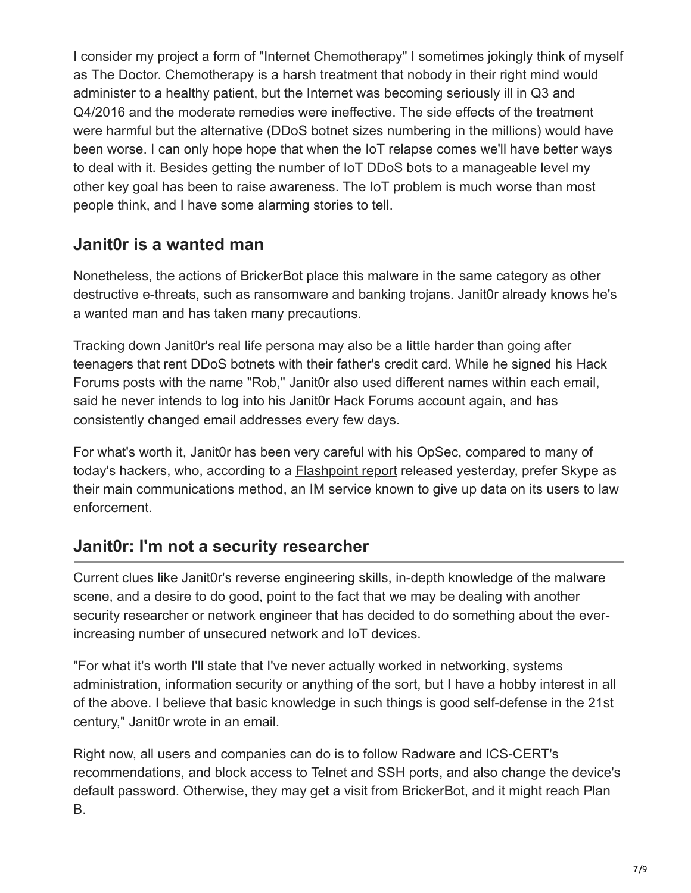I consider my project a form of "Internet Chemotherapy" I sometimes jokingly think of myself as The Doctor. Chemotherapy is a harsh treatment that nobody in their right mind would administer to a healthy patient, but the Internet was becoming seriously ill in Q3 and Q4/2016 and the moderate remedies were ineffective. The side effects of the treatment were harmful but the alternative (DDoS botnet sizes numbering in the millions) would have been worse. I can only hope hope that when the IoT relapse comes we'll have better ways to deal with it. Besides getting the number of IoT DDoS bots to a manageable level my other key goal has been to raise awareness. The IoT problem is much worse than most people think, and I have some alarming stories to tell.

## Janit0r is a wanted man

Nonetheless, the actions of BrickerBot place this malware in the same category as other destructive e-threats, such as ransomware and banking trojans. Janit0r already knows he's a wanted man and has taken many precautions.

Tracking down Janit0r's real life persona may also be a little harder than going after teenagers that rent DDoS botnets with their father's credit card. While he signed his Hack Forums posts with the name "Rob," Janit0r also used different names within each email, said he never intends to log into his Janit0r Hack Forums account again, and has consistently changed email addresses every few days.

For what's worth it, Janit0r has been very careful with his OpSec, compared to many of today's hackers, who, according to a Flashpoint report released yesterday, prefer Skype as their main communications method, an IM service known to give up data on its users to law enforcement.

## Janit0r: I'm not a security researcher

Current clues like Janit0r's reverse engineering skills, in-depth knowledge of the malware scene, and a desire to do good, point to the fact that we may be dealing with another security researcher or network engineer that has decided to do something about the ever-increasing number of unsecured network and IoT devices.

"For what it's worth I'll state that I've never actually worked in networking, systems administration, information security or anything of the sort, but I have a hobby interest in all of the above. I believe that basic knowledge in such things is good self-defense in the 21st century," Janit0r wrote in an email.

Right now, all users and companies can do is to follow Radware and ICS-CERT's recommendations, and block access to Telnet and SSH ports, and also change the device's default password. Otherwise, they may get a visit from BrickerBot, and it might reach Plan B.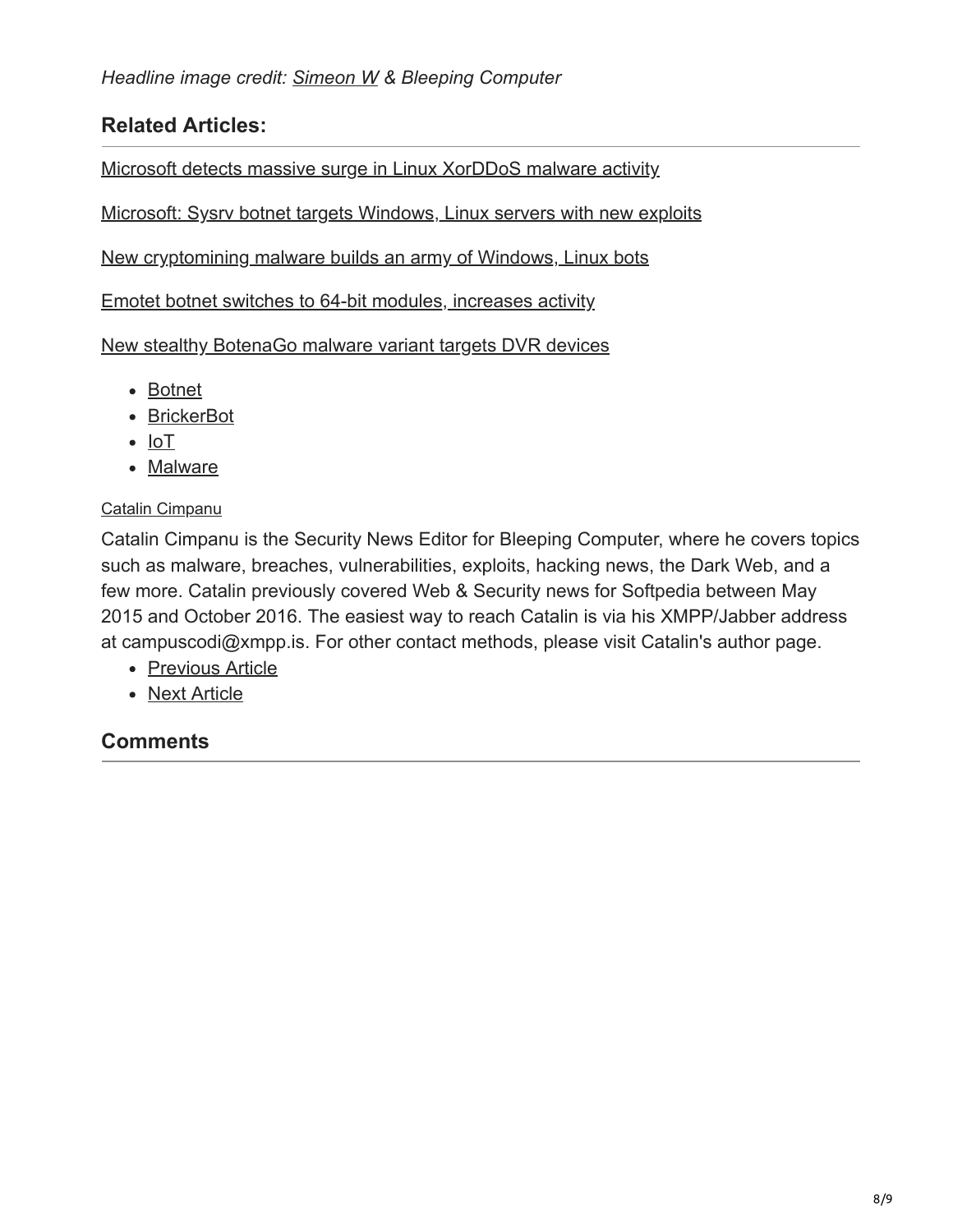*Headline image credit: Simeon W & Bleeping Computer*

### Related Articles:

Microsoft detects massive surge in Linux XorDDoS malware activity

Microsoft: Sysrv botnet targets Windows, Linux servers with new exploits

New cryptomining malware builds an army of Windows, Linux bots

Emotet botnet switches to 64-bit modules, increases activity

New stealthy BotenaGo malware variant targets DVR devices

- Botnet
- BrickerBot
- IoT
- Malware

Catalin Cimpanu

Catalin Cimpanu is the Security News Editor for Bleeping Computer, where he covers topics such as malware, breaches, vulnerabilities, exploits, hacking news, the Dark Web, and a few more. Catalin previously covered Web & Security news for Softpedia between May 2015 and October 2016. The easiest way to reach Catalin is via his XMPP/Jabber address at campuscodi@xmpp.is. For other contact methods, please visit Catalin's author page.

- Previous Article
- Next Article

### Comments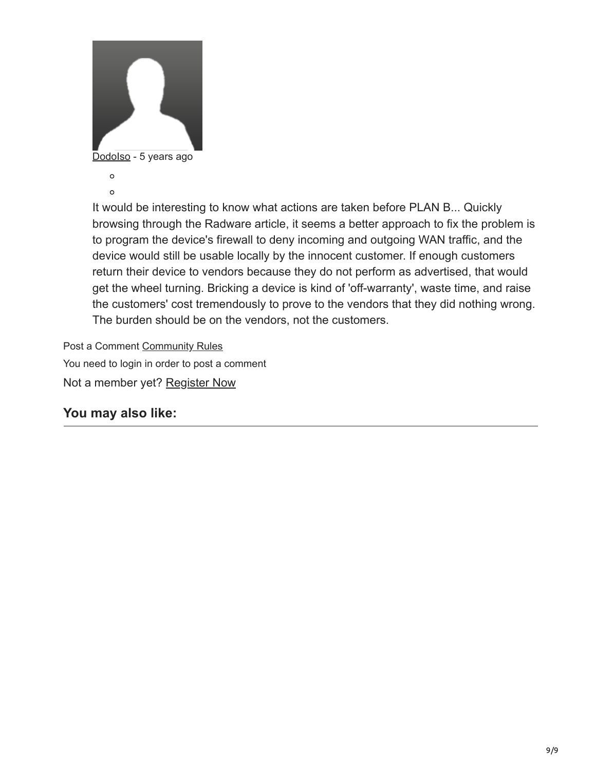DodoIso - 5 years ago

It would be interesting to know what actions are taken before PLAN B... Quickly browsing through the Radware article, it seems a better approach to fix the problem is to program the device's firewall to deny incoming and outgoing WAN traffic, and the device would still be usable locally by the innocent customer. If enough customers return their device to vendors because they do not perform as advertised, that would get the wheel turning. Bricking a device is kind of 'off-warranty', waste time, and raise the customers' cost tremendously to prove to the vendors that they did nothing wrong. The burden should be on the vendors, not the customers.

Post a Comment Community Rules

You need to login in order to post a comment

Not a member yet? Register Now

### You may also like: